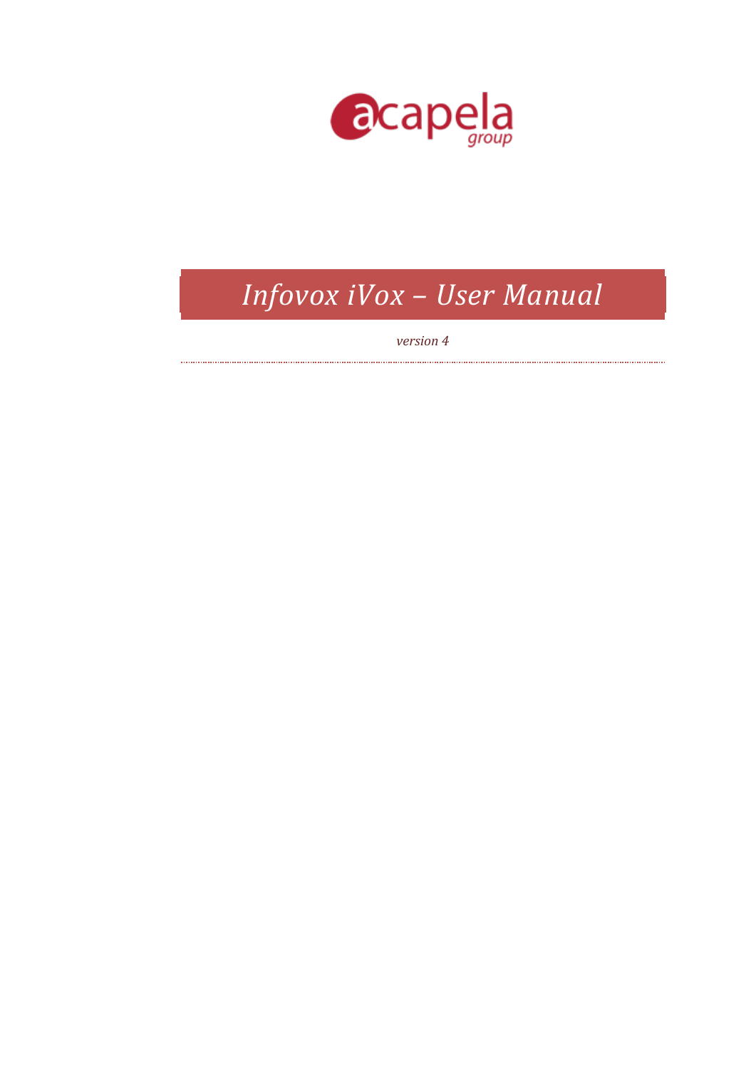acapela group

# *Infovox iVox – User Manual*

*version 4*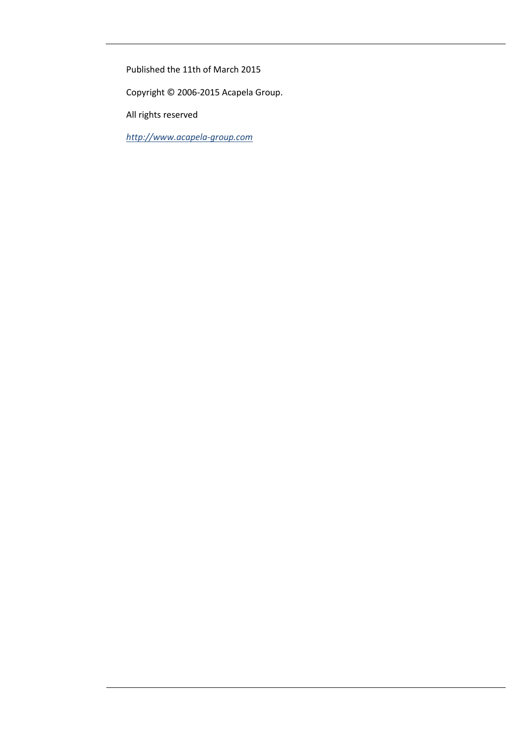Published the 11th of March 2015

Copyright © 2006-2015 Acapela Group.

All rights reserved

*http://www.acapela-group.com*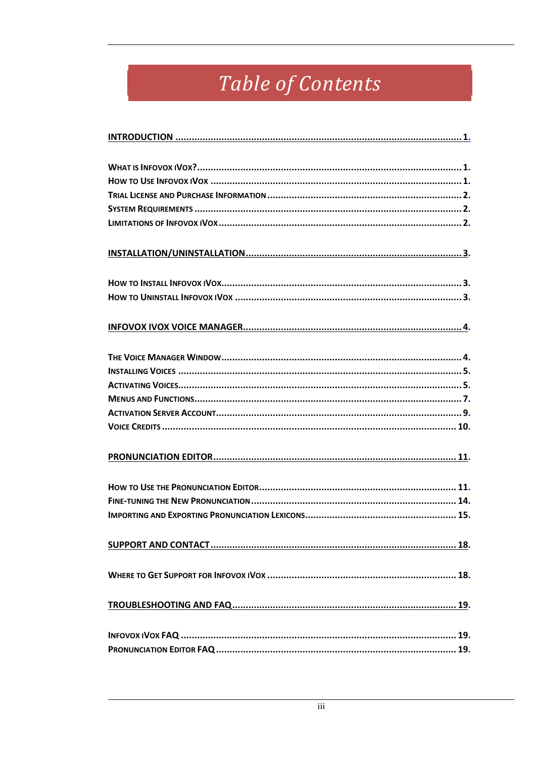# Table of Contents

**INTRODUCTION ........................................................................................................ 1**

WHAT IS INFOVOX IVOX? ........................................................................................ 1
HOW TO USE INFOVOX IVOX .................................................................................. 1
TRIAL LICENSE AND PURCHASE INFORMATION ........................................................ 2
SYSTEM REQUIREMENTS ......................................................................................... 2
LIMITATIONS OF INFOVOX IVOX .............................................................................. 2

**INSTALLATION/UNINSTALLATION ............................................................................ 3**

HOW TO INSTALL INFOVOX IVOX .............................................................................. 3
HOW TO UNINSTALL INFOVOX IVOX .......................................................................... 3

**INFOVOX IVOX VOICE MANAGER .............................................................................. 4**

THE VOICE MANAGER WINDOW ................................................................................ 4
INSTALLING VOICES ................................................................................................ 5
ACTIVATING VOICES ................................................................................................ 5
MENUS AND FUNCTIONS .......................................................................................... 7
ACTIVATION SERVER ACCOUNT ................................................................................ 9
VOICE CREDITS ...................................................................................................... 10

**PRONUNCIATION EDITOR ........................................................................................ 11**

HOW TO USE THE PRONUNCIATION EDITOR .............................................................. 11
FINE-TUNING THE NEW PRONUNCIATION .................................................................. 14
IMPORTING AND EXPORTING PRONUNCIATION LEXICONS ............................................ 15

**SUPPORT AND CONTACT ........................................................................................ 18**

WHERE TO GET SUPPORT FOR INFOVOX IVOX ............................................................ 18

**TROUBLESHOOTING AND FAQ ................................................................................ 19**

INFOVOX IVOX FAQ ................................................................................................ 19
PRONUNCIATION EDITOR FAQ .................................................................................. 19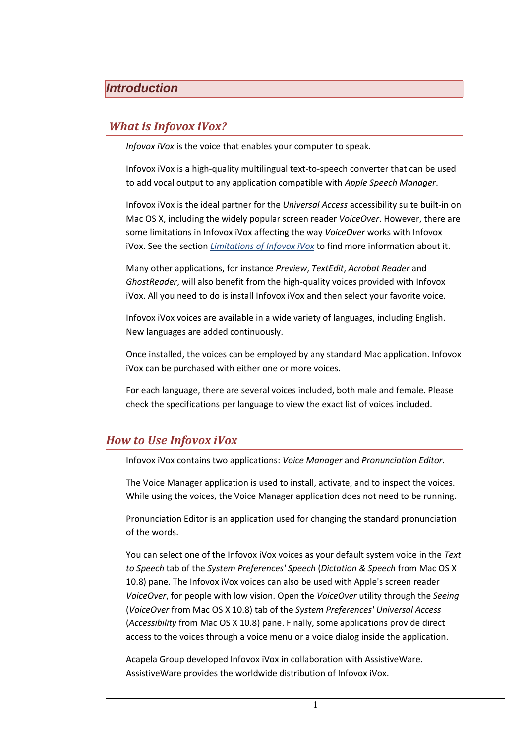# *Introduction*

## *What is Infovox iVox?*

*Infovox iVox* is the voice that enables your computer to speak.

Infovox iVox is a high-quality multilingual text-to-speech converter that can be used to add vocal output to any application compatible with *Apple Speech Manager*.

Infovox iVox is the ideal partner for the *Universal Access* accessibility suite built-in on Mac OS X, including the widely popular screen reader *VoiceOver*. However, there are some limitations in Infovox iVox affecting the way *VoiceOver* works with Infovox iVox. See the section *Limitations of Infovox iVox* to find more information about it.

Many other applications, for instance *Preview*, *TextEdit*, *Acrobat Reader* and *GhostReader*, will also benefit from the high-quality voices provided with Infovox iVox. All you need to do is install Infovox iVox and then select your favorite voice.

Infovox iVox voices are available in a wide variety of languages, including English. New languages are added continuously.

Once installed, the voices can be employed by any standard Mac application. Infovox iVox can be purchased with either one or more voices.

For each language, there are several voices included, both male and female. Please check the specifications per language to view the exact list of voices included.

## *How to Use Infovox iVox*

Infovox iVox contains two applications: *Voice Manager* and *Pronunciation Editor*.

The Voice Manager application is used to install, activate, and to inspect the voices. While using the voices, the Voice Manager application does not need to be running.

Pronunciation Editor is an application used for changing the standard pronunciation of the words.

You can select one of the Infovox iVox voices as your default system voice in the *Text to Speech* tab of the *System Preferences' Speech* (*Dictation & Speech* from Mac OS X 10.8) pane. The Infovox iVox voices can also be used with Apple's screen reader *VoiceOver*, for people with low vision. Open the *VoiceOver* utility through the *Seeing* (*VoiceOver* from Mac OS X 10.8) tab of the *System Preferences' Universal Access* (*Accessibility* from Mac OS X 10.8) pane. Finally, some applications provide direct access to the voices through a voice menu or a voice dialog inside the application.

Acapela Group developed Infovox iVox in collaboration with AssistiveWare. AssistiveWare provides the worldwide distribution of Infovox iVox.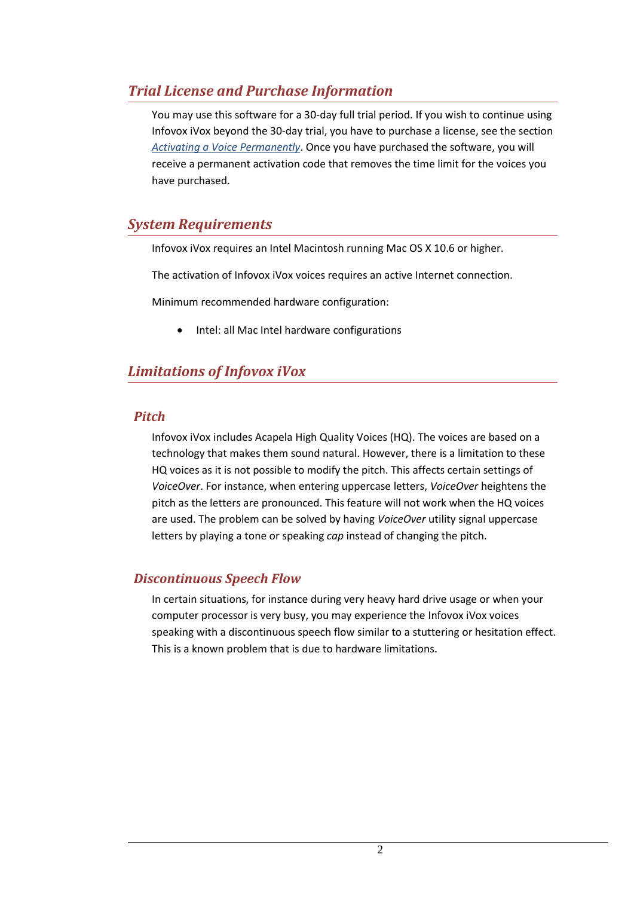## *Trial License and Purchase Information*

You may use this software for a 30-day full trial period. If you wish to continue using Infovox iVox beyond the 30-day trial, you have to purchase a license, see the section *Activating a Voice Permanently*. Once you have purchased the software, you will receive a permanent activation code that removes the time limit for the voices you have purchased.

## *System Requirements*

Infovox iVox requires an Intel Macintosh running Mac OS X 10.6 or higher.

The activation of Infovox iVox voices requires an active Internet connection.

Minimum recommended hardware configuration:

- Intel: all Mac Intel hardware configurations

## *Limitations of Infovox iVox*

### *Pitch*

Infovox iVox includes Acapela High Quality Voices (HQ). The voices are based on a technology that makes them sound natural. However, there is a limitation to these HQ voices as it is not possible to modify the pitch. This affects certain settings of *VoiceOver*. For instance, when entering uppercase letters, *VoiceOver* heightens the pitch as the letters are pronounced. This feature will not work when the HQ voices are used. The problem can be solved by having *VoiceOver* utility signal uppercase letters by playing a tone or speaking *cap* instead of changing the pitch.

### *Discontinuous Speech Flow*

In certain situations, for instance during very heavy hard drive usage or when your computer processor is very busy, you may experience the Infovox iVox voices speaking with a discontinuous speech flow similar to a stuttering or hesitation effect. This is a known problem that is due to hardware limitations.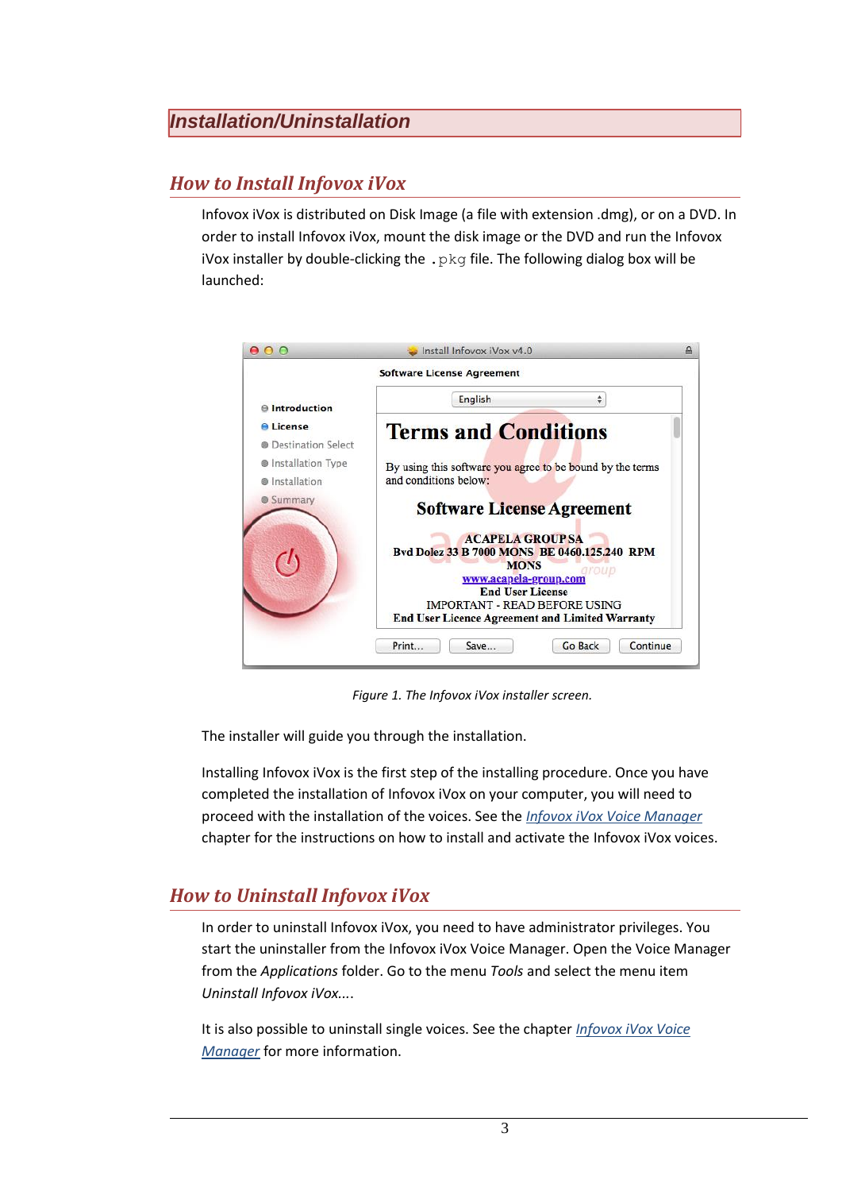# Installation/Uninstallation

## How to Install Infovox iVox

Infovox iVox is distributed on Disk Image (a file with extension .dmg), or on a DVD. In order to install Infovox iVox, mount the disk image or the DVD and run the Infovox iVox installer by double-clicking the `.pkg` file. The following dialog box will be launched:

*Figure 1. The Infovox iVox installer screen.*

The installer will guide you through the installation.

Installing Infovox iVox is the first step of the installing procedure. Once you have completed the installation of Infovox iVox on your computer, you will need to proceed with the installation of the voices. See the *Infovox iVox Voice Manager* chapter for the instructions on how to install and activate the Infovox iVox voices.

## How to Uninstall Infovox iVox

In order to uninstall Infovox iVox, you need to have administrator privileges. You start the uninstaller from the Infovox iVox Voice Manager. Open the Voice Manager from the *Applications* folder. Go to the menu *Tools* and select the menu item *Uninstall Infovox iVox...*.

It is also possible to uninstall single voices. See the chapter *Infovox iVox Voice Manager* for more information.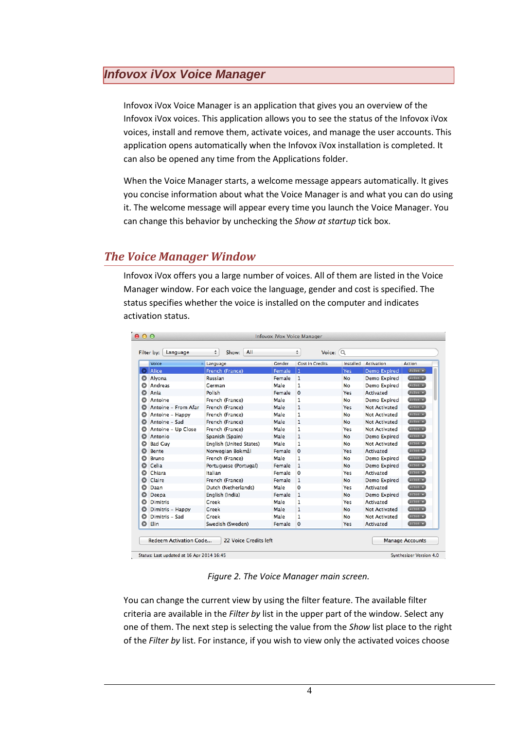## *Infovox iVox Voice Manager*

Infovox iVox Voice Manager is an application that gives you an overview of the Infovox iVox voices. This application allows you to see the status of the Infovox iVox voices, install and remove them, activate voices, and manage the user accounts. This application opens automatically when the Infovox iVox installation is completed. It can also be opened any time from the Applications folder.

When the Voice Manager starts, a welcome message appears automatically. It gives you concise information about what the Voice Manager is and what you can do using it. The welcome message will appear every time you launch the Voice Manager. You can change this behavior by unchecking the *Show at startup* tick box.

### *The Voice Manager Window*

Infovox iVox offers you a large number of voices. All of them are listed in the Voice Manager window. For each voice the language, gender and cost is specified. The status specifies whether the voice is installed on the computer and indicates activation status.

Infovox iVox Voice Manager

Filter by: Language    Show: All    Voice:

| Voice | Language | Gender | Cost in Credits | Installed | Activation | Action |
|---|---|---|---|---|---|---|
| Alice | French (France) | Female | 1 | Yes | Demo Expired | Action |
| Alyona | Russian | Female | 1 | No | Demo Expired | Action |
| Andreas | German | Male | 1 | No | Demo Expired | Action |
| Ania | Polish | Female | 0 | Yes | Activated | Action |
| Antoine | French (France) | Male | 1 | No | Demo Expired | Action |
| Antoine – From Afar | French (France) | Male | 1 | Yes | Not Activated | Action |
| Antoine – Happy | French (France) | Male | 1 | No | Not Activated | Action |
| Antoine – Sad | French (France) | Male | 1 | No | Not Activated | Action |
| Antoine – Up Close | French (France) | Male | 1 | Yes | Not Activated | Action |
| Antonio | Spanish (Spain) | Male | 1 | No | Demo Expired | Action |
| Bad Guy | English (United States) | Male | 1 | No | Not Activated | Action |
| Bente | Norwegian Bokmål | Female | 0 | Yes | Activated | Action |
| Bruno | French (France) | Male | 1 | No | Demo Expired | Action |
| Celia | Portuguese (Portugal) | Female | 1 | No | Demo Expired | Action |
| Chiara | Italian | Female | 0 | Yes | Activated | Action |
| Claire | French (France) | Female | 1 | No | Demo Expired | Action |
| Daan | Dutch (Netherlands) | Male | 0 | Yes | Activated | Action |
| Deepa | English (India) | Female | 1 | No | Demo Expired | Action |
| Dimitris | Greek | Male | 1 | Yes | Activated | Action |
| Dimitris – Happy | Greek | Male | 1 | No | Not Activated | Action |
| Dimitris – Sad | Greek | Male | 1 | No | Not Activated | Action |
| Elin | Swedish (Sweden) | Female | 0 | Yes | Activated | Action |

Redeem Activation Code...    22 Voice Credits left    Manage Accounts

Status: Last updated at 16 Apr 2014 16:45    Synthesizer Version 4.0

*Figure 2. The Voice Manager main screen.*

You can change the current view by using the filter feature. The available filter criteria are available in the *Filter by* list in the upper part of the window. Select any one of them. The next step is selecting the value from the *Show* list place to the right of the *Filter by* list. For instance, if you wish to view only the activated voices choose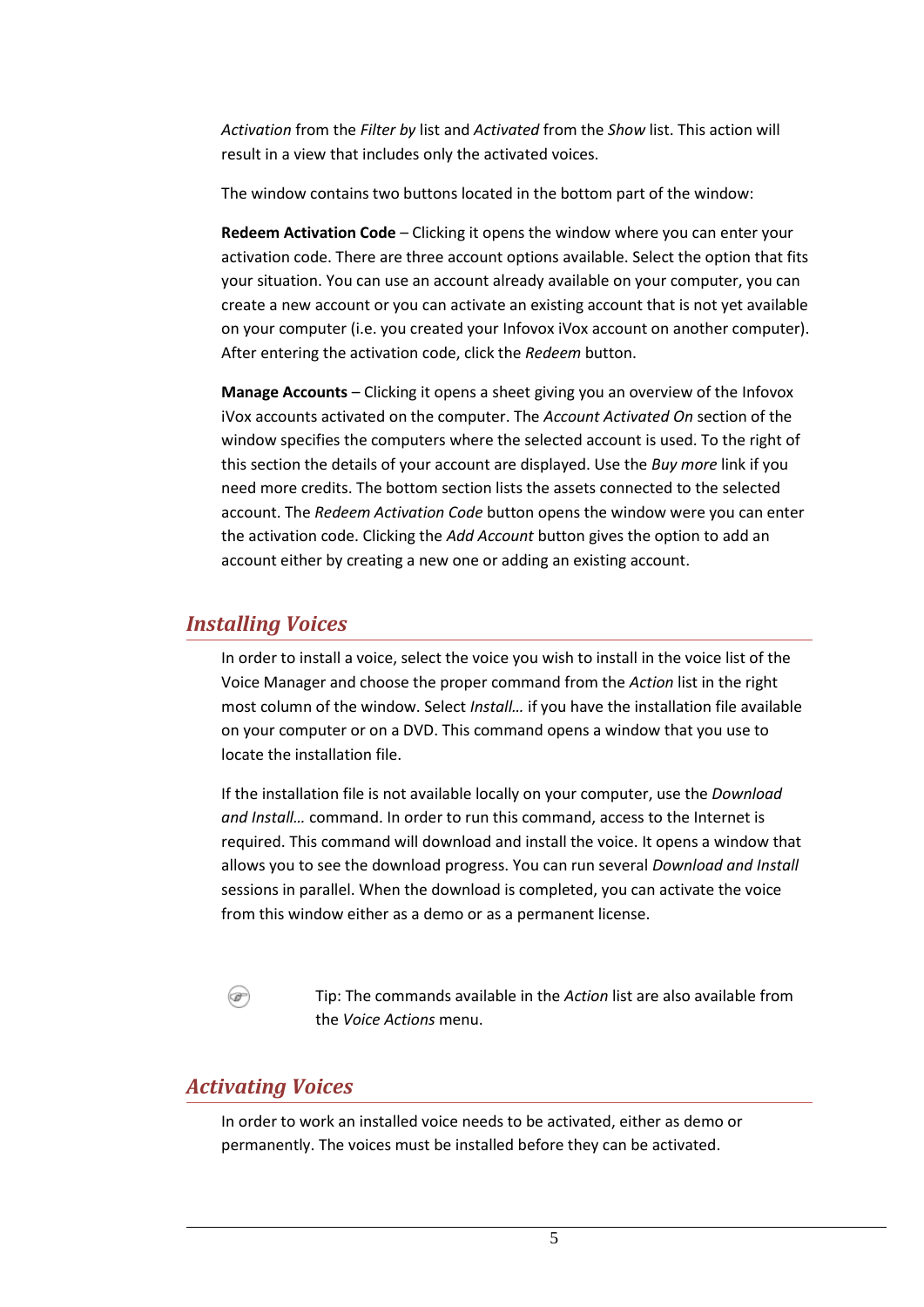*Activation* from the *Filter by* list and *Activated* from the *Show* list. This action will result in a view that includes only the activated voices.

The window contains two buttons located in the bottom part of the window:

**Redeem Activation Code** – Clicking it opens the window where you can enter your activation code. There are three account options available. Select the option that fits your situation. You can use an account already available on your computer, you can create a new account or you can activate an existing account that is not yet available on your computer (i.e. you created your Infovox iVox account on another computer). After entering the activation code, click the *Redeem* button.

**Manage Accounts** – Clicking it opens a sheet giving you an overview of the Infovox iVox accounts activated on the computer. The *Account Activated On* section of the window specifies the computers where the selected account is used. To the right of this section the details of your account are displayed. Use the *Buy more* link if you need more credits. The bottom section lists the assets connected to the selected account. The *Redeem Activation Code* button opens the window were you can enter the activation code. Clicking the *Add Account* button gives the option to add an account either by creating a new one or adding an existing account.

## Installing Voices

In order to install a voice, select the voice you wish to install in the voice list of the Voice Manager and choose the proper command from the *Action* list in the right most column of the window. Select *Install…* if you have the installation file available on your computer or on a DVD. This command opens a window that you use to locate the installation file.

If the installation file is not available locally on your computer, use the *Download and Install…* command. In order to run this command, access to the Internet is required. This command will download and install the voice. It opens a window that allows you to see the download progress. You can run several *Download and Install* sessions in parallel. When the download is completed, you can activate the voice from this window either as a demo or as a permanent license.

Tip: The commands available in the *Action* list are also available from the *Voice Actions* menu.

## Activating Voices

In order to work an installed voice needs to be activated, either as demo or permanently. The voices must be installed before they can be activated.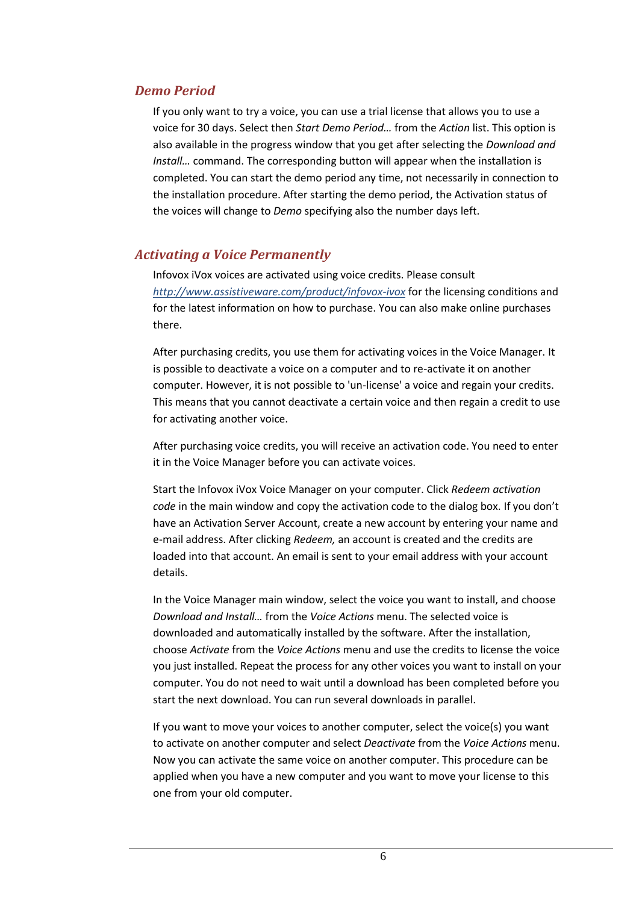## *Demo Period*

If you only want to try a voice, you can use a trial license that allows you to use a voice for 30 days. Select then *Start Demo Period…* from the *Action* list. This option is also available in the progress window that you get after selecting the *Download and Install…* command. The corresponding button will appear when the installation is completed. You can start the demo period any time, not necessarily in connection to the installation procedure. After starting the demo period, the Activation status of the voices will change to *Demo* specifying also the number days left.

## *Activating a Voice Permanently*

Infovox iVox voices are activated using voice credits. Please consult [http://www.assistiveware.com/product/infovox-ivox](http://www.assistiveware.com/product/infovox-ivox) for the licensing conditions and for the latest information on how to purchase. You can also make online purchases there.

After purchasing credits, you use them for activating voices in the Voice Manager. It is possible to deactivate a voice on a computer and to re-activate it on another computer. However, it is not possible to 'un-license' a voice and regain your credits. This means that you cannot deactivate a certain voice and then regain a credit to use for activating another voice.

After purchasing voice credits, you will receive an activation code. You need to enter it in the Voice Manager before you can activate voices.

Start the Infovox iVox Voice Manager on your computer. Click *Redeem activation code* in the main window and copy the activation code to the dialog box. If you don't have an Activation Server Account, create a new account by entering your name and e-mail address. After clicking *Redeem,* an account is created and the credits are loaded into that account. An email is sent to your email address with your account details.

In the Voice Manager main window, select the voice you want to install, and choose *Download and Install…* from the *Voice Actions* menu. The selected voice is downloaded and automatically installed by the software. After the installation, choose *Activate* from the *Voice Actions* menu and use the credits to license the voice you just installed. Repeat the process for any other voices you want to install on your computer. You do not need to wait until a download has been completed before you start the next download. You can run several downloads in parallel.

If you want to move your voices to another computer, select the voice(s) you want to activate on another computer and select *Deactivate* from the *Voice Actions* menu. Now you can activate the same voice on another computer. This procedure can be applied when you have a new computer and you want to move your license to this one from your old computer.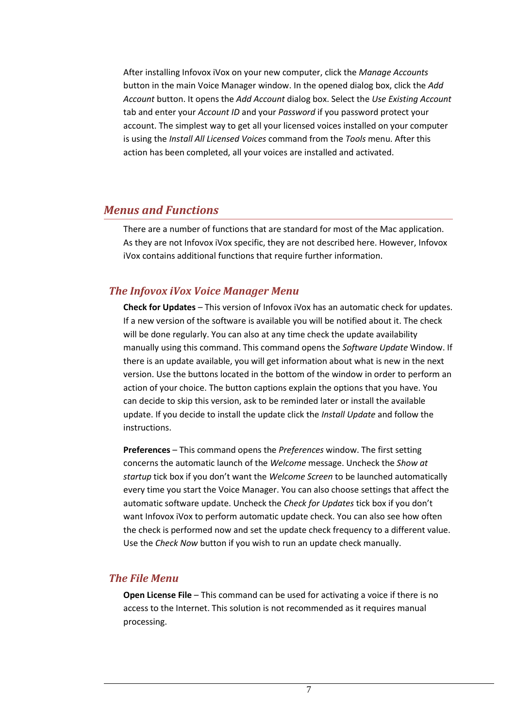After installing Infovox iVox on your new computer, click the *Manage Accounts* button in the main Voice Manager window. In the opened dialog box, click the *Add Account* button. It opens the *Add Account* dialog box. Select the *Use Existing Account* tab and enter your *Account ID* and your *Password* if you password protect your account. The simplest way to get all your licensed voices installed on your computer is using the *Install All Licensed Voices* command from the *Tools* menu. After this action has been completed, all your voices are installed and activated.

## *Menus and Functions*

There are a number of functions that are standard for most of the Mac application. As they are not Infovox iVox specific, they are not described here. However, Infovox iVox contains additional functions that require further information.

### *The Infovox iVox Voice Manager Menu*

**Check for Updates** – This version of Infovox iVox has an automatic check for updates. If a new version of the software is available you will be notified about it. The check will be done regularly. You can also at any time check the update availability manually using this command. This command opens the *Software Update* Window. If there is an update available, you will get information about what is new in the next version. Use the buttons located in the bottom of the window in order to perform an action of your choice. The button captions explain the options that you have. You can decide to skip this version, ask to be reminded later or install the available update. If you decide to install the update click the *Install Update* and follow the instructions.

**Preferences** – This command opens the *Preferences* window. The first setting concerns the automatic launch of the *Welcome* message. Uncheck the *Show at startup* tick box if you don't want the *Welcome Screen* to be launched automatically every time you start the Voice Manager. You can also choose settings that affect the automatic software update. Uncheck the *Check for Updates* tick box if you don't want Infovox iVox to perform automatic update check. You can also see how often the check is performed now and set the update check frequency to a different value. Use the *Check Now* button if you wish to run an update check manually.

### *The File Menu*

**Open License File** – This command can be used for activating a voice if there is no access to the Internet. This solution is not recommended as it requires manual processing.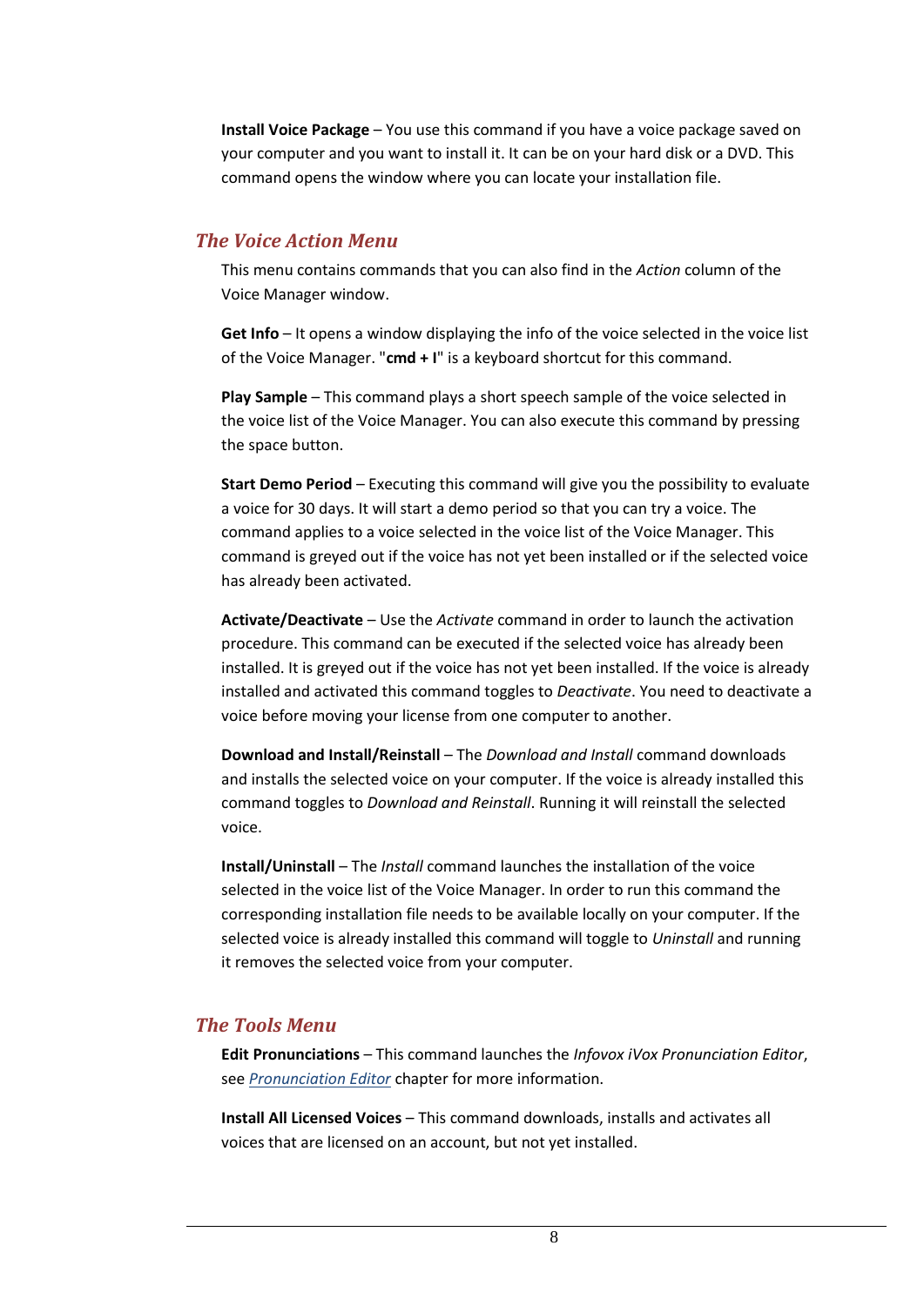**Install Voice Package** – You use this command if you have a voice package saved on your computer and you want to install it. It can be on your hard disk or a DVD. This command opens the window where you can locate your installation file.

## *The Voice Action Menu*

This menu contains commands that you can also find in the *Action* column of the Voice Manager window.

**Get Info** – It opens a window displaying the info of the voice selected in the voice list of the Voice Manager. "**cmd + I**" is a keyboard shortcut for this command.

**Play Sample** – This command plays a short speech sample of the voice selected in the voice list of the Voice Manager. You can also execute this command by pressing the space button.

**Start Demo Period** – Executing this command will give you the possibility to evaluate a voice for 30 days. It will start a demo period so that you can try a voice. The command applies to a voice selected in the voice list of the Voice Manager. This command is greyed out if the voice has not yet been installed or if the selected voice has already been activated.

**Activate/Deactivate** – Use the *Activate* command in order to launch the activation procedure. This command can be executed if the selected voice has already been installed. It is greyed out if the voice has not yet been installed. If the voice is already installed and activated this command toggles to *Deactivate*. You need to deactivate a voice before moving your license from one computer to another.

**Download and Install/Reinstall** – The *Download and Install* command downloads and installs the selected voice on your computer. If the voice is already installed this command toggles to *Download and Reinstall*. Running it will reinstall the selected voice.

**Install/Uninstall** – The *Install* command launches the installation of the voice selected in the voice list of the Voice Manager. In order to run this command the corresponding installation file needs to be available locally on your computer. If the selected voice is already installed this command will toggle to *Uninstall* and running it removes the selected voice from your computer.

## *The Tools Menu*

**Edit Pronunciations** – This command launches the *Infovox iVox Pronunciation Editor*, see *Pronunciation Editor* chapter for more information.

**Install All Licensed Voices** – This command downloads, installs and activates all voices that are licensed on an account, but not yet installed.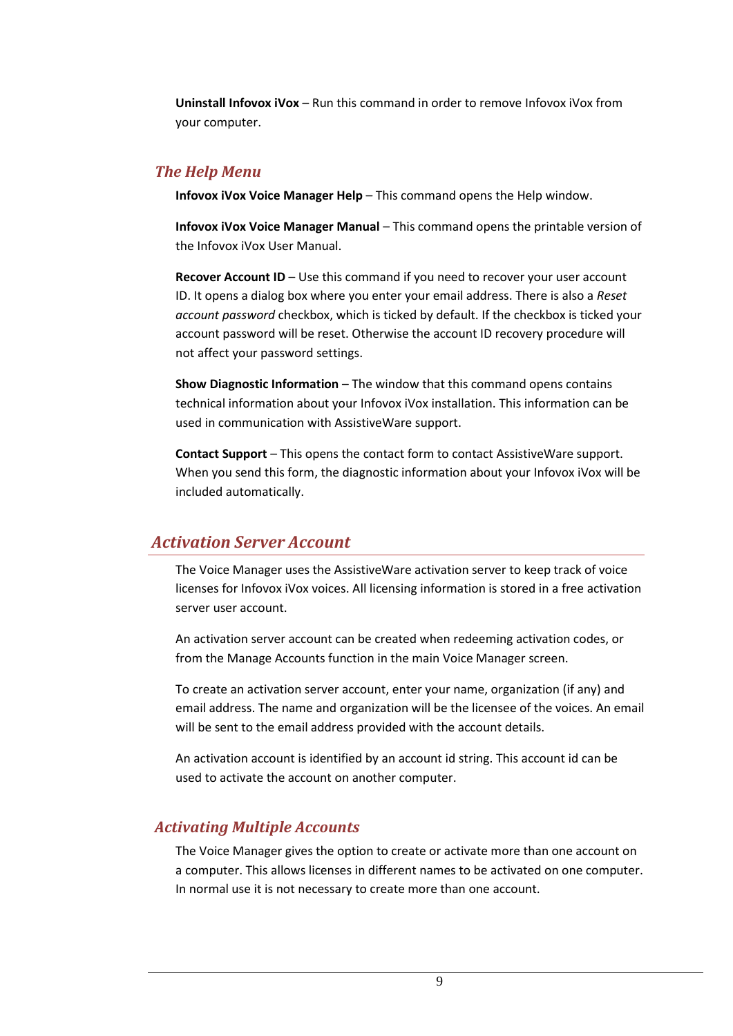**Uninstall Infovox iVox** – Run this command in order to remove Infovox iVox from your computer.

### *The Help Menu*

**Infovox iVox Voice Manager Help** – This command opens the Help window.

**Infovox iVox Voice Manager Manual** – This command opens the printable version of the Infovox iVox User Manual.

**Recover Account ID** – Use this command if you need to recover your user account ID. It opens a dialog box where you enter your email address. There is also a *Reset account password* checkbox, which is ticked by default. If the checkbox is ticked your account password will be reset. Otherwise the account ID recovery procedure will not affect your password settings.

**Show Diagnostic Information** – The window that this command opens contains technical information about your Infovox iVox installation. This information can be used in communication with AssistiveWare support.

**Contact Support** – This opens the contact form to contact AssistiveWare support. When you send this form, the diagnostic information about your Infovox iVox will be included automatically.

## *Activation Server Account*

The Voice Manager uses the AssistiveWare activation server to keep track of voice licenses for Infovox iVox voices. All licensing information is stored in a free activation server user account.

An activation server account can be created when redeeming activation codes, or from the Manage Accounts function in the main Voice Manager screen.

To create an activation server account, enter your name, organization (if any) and email address. The name and organization will be the licensee of the voices. An email will be sent to the email address provided with the account details.

An activation account is identified by an account id string. This account id can be used to activate the account on another computer.

### *Activating Multiple Accounts*

The Voice Manager gives the option to create or activate more than one account on a computer. This allows licenses in different names to be activated on one computer. In normal use it is not necessary to create more than one account.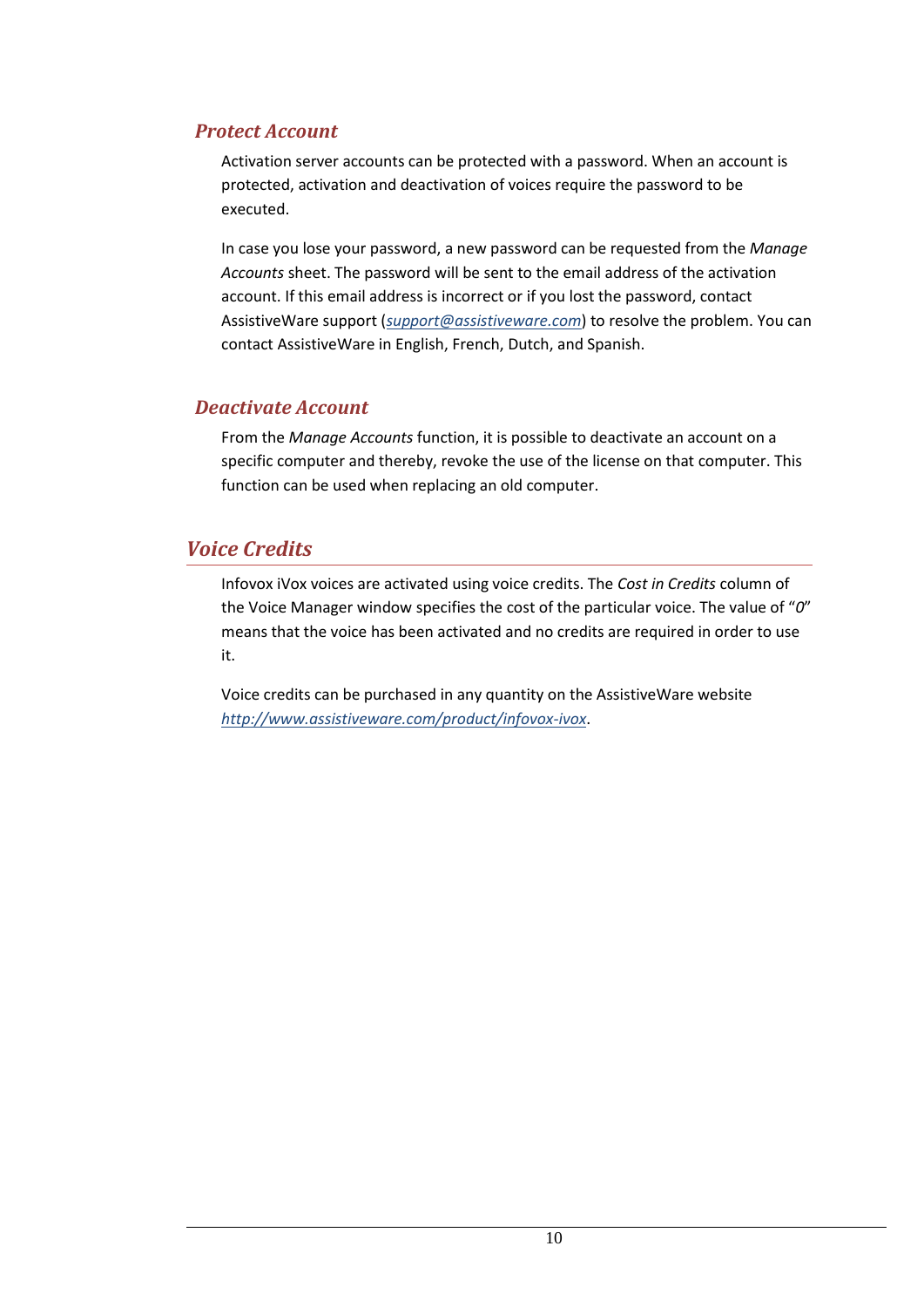### *Protect Account*

Activation server accounts can be protected with a password. When an account is protected, activation and deactivation of voices require the password to be executed.

In case you lose your password, a new password can be requested from the *Manage Accounts* sheet. The password will be sent to the email address of the activation account. If this email address is incorrect or if you lost the password, contact AssistiveWare support (*support@assistiveware.com*) to resolve the problem. You can contact AssistiveWare in English, French, Dutch, and Spanish.

### *Deactivate Account*

From the *Manage Accounts* function, it is possible to deactivate an account on a specific computer and thereby, revoke the use of the license on that computer. This function can be used when replacing an old computer.

## *Voice Credits*

Infovox iVox voices are activated using voice credits. The *Cost in Credits* column of the Voice Manager window specifies the cost of the particular voice. The value of "*0*" means that the voice has been activated and no credits are required in order to use it.

Voice credits can be purchased in any quantity on the AssistiveWare website *http://www.assistiveware.com/product/infovox-ivox*.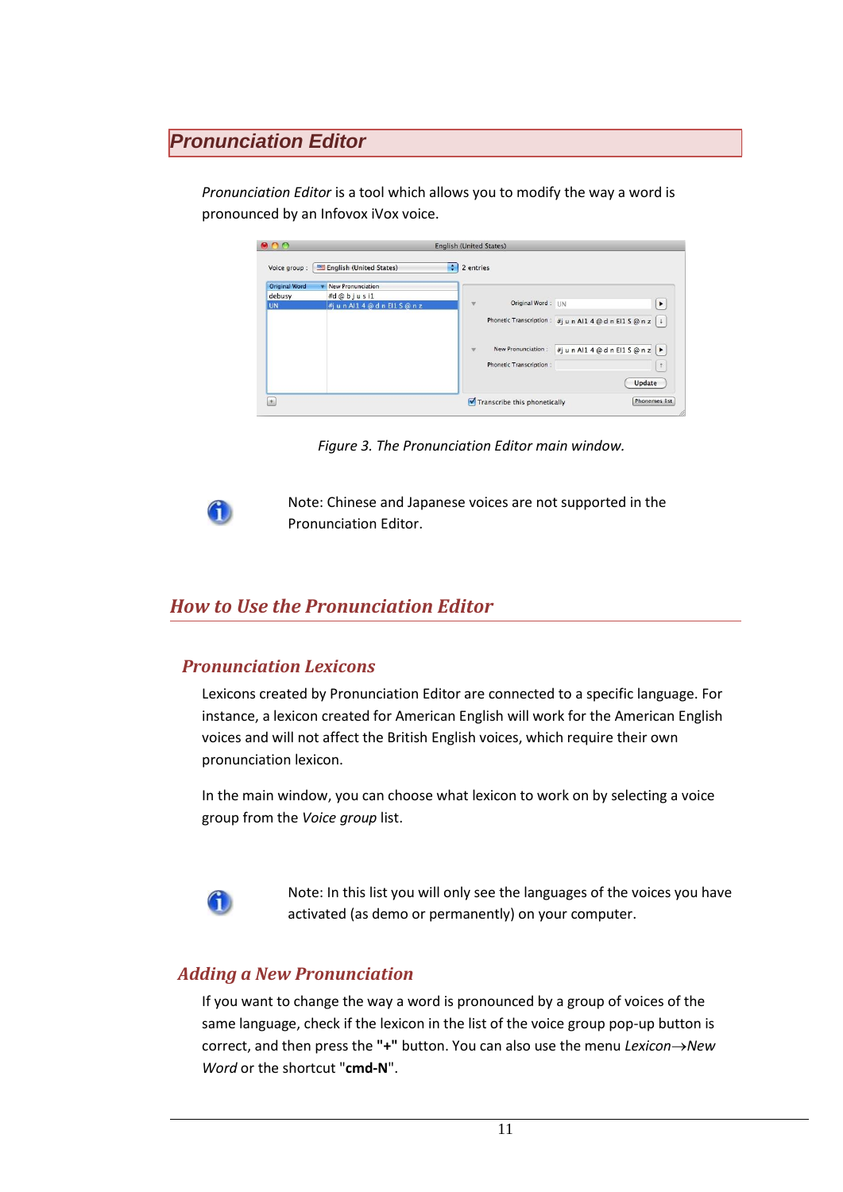# Pronunciation Editor

*Pronunciation Editor* is a tool which allows you to modify the way a word is pronounced by an Infovox iVox voice.

*Figure 3. The Pronunciation Editor main window.*

Note: Chinese and Japanese voices are not supported in the Pronunciation Editor.

## How to Use the Pronunciation Editor

### Pronunciation Lexicons

Lexicons created by Pronunciation Editor are connected to a specific language. For instance, a lexicon created for American English will work for the American English voices and will not affect the British English voices, which require their own pronunciation lexicon.

In the main window, you can choose what lexicon to work on by selecting a voice group from the *Voice group* list.

Note: In this list you will only see the languages of the voices you have activated (as demo or permanently) on your computer.

### Adding a New Pronunciation

If you want to change the way a word is pronounced by a group of voices of the same language, check if the lexicon in the list of the voice group pop-up button is correct, and then press the **"+"** button. You can also use the menu *Lexicon→New Word* or the shortcut "**cmd-N**".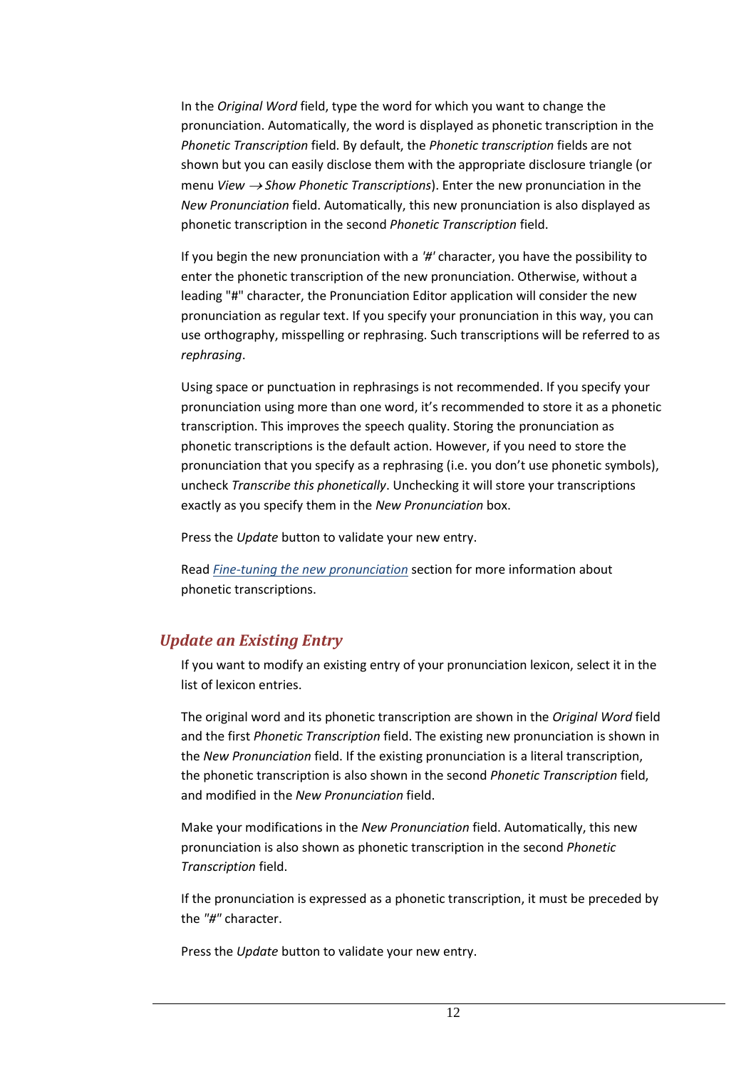In the *Original Word* field, type the word for which you want to change the pronunciation. Automatically, the word is displayed as phonetic transcription in the *Phonetic Transcription* field. By default, the *Phonetic transcription* fields are not shown but you can easily disclose them with the appropriate disclosure triangle (or menu *View* → *Show Phonetic Transcriptions*). Enter the new pronunciation in the *New Pronunciation* field. Automatically, this new pronunciation is also displayed as phonetic transcription in the second *Phonetic Transcription* field.

If you begin the new pronunciation with a *'#'* character, you have the possibility to enter the phonetic transcription of the new pronunciation. Otherwise, without a leading "#" character, the Pronunciation Editor application will consider the new pronunciation as regular text. If you specify your pronunciation in this way, you can use orthography, misspelling or rephrasing. Such transcriptions will be referred to as *rephrasing*.

Using space or punctuation in rephrasings is not recommended. If you specify your pronunciation using more than one word, it's recommended to store it as a phonetic transcription. This improves the speech quality. Storing the pronunciation as phonetic transcriptions is the default action. However, if you need to store the pronunciation that you specify as a rephrasing (i.e. you don't use phonetic symbols), uncheck *Transcribe this phonetically*. Unchecking it will store your transcriptions exactly as you specify them in the *New Pronunciation* box.

Press the *Update* button to validate your new entry.

Read *Fine-tuning the new pronunciation* section for more information about phonetic transcriptions.

## *Update an Existing Entry*

If you want to modify an existing entry of your pronunciation lexicon, select it in the list of lexicon entries.

The original word and its phonetic transcription are shown in the *Original Word* field and the first *Phonetic Transcription* field. The existing new pronunciation is shown in the *New Pronunciation* field. If the existing pronunciation is a literal transcription, the phonetic transcription is also shown in the second *Phonetic Transcription* field, and modified in the *New Pronunciation* field.

Make your modifications in the *New Pronunciation* field. Automatically, this new pronunciation is also shown as phonetic transcription in the second *Phonetic Transcription* field.

If the pronunciation is expressed as a phonetic transcription, it must be preceded by the *"#"* character.

Press the *Update* button to validate your new entry.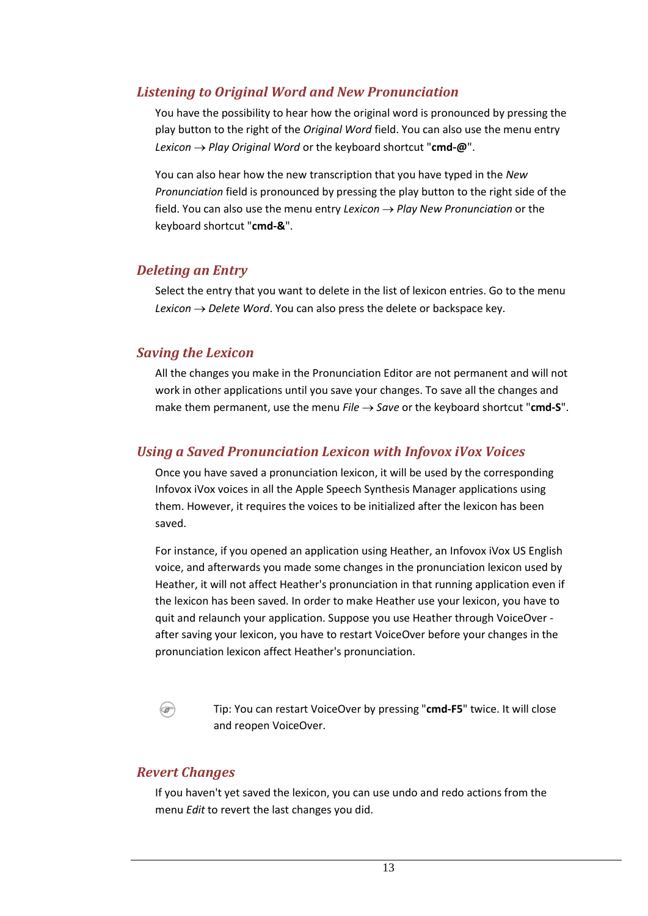## *Listening to Original Word and New Pronunciation*

You have the possibility to hear how the original word is pronounced by pressing the play button to the right of the *Original Word* field. You can also use the menu entry *Lexicon* → *Play Original Word* or the keyboard shortcut "**cmd-@**".

You can also hear how the new transcription that you have typed in the *New Pronunciation* field is pronounced by pressing the play button to the right side of the field. You can also use the menu entry *Lexicon* → *Play New Pronunciation* or the keyboard shortcut "**cmd-&**".

## *Deleting an Entry*

Select the entry that you want to delete in the list of lexicon entries. Go to the menu *Lexicon* → *Delete Word*. You can also press the delete or backspace key.

## *Saving the Lexicon*

All the changes you make in the Pronunciation Editor are not permanent and will not work in other applications until you save your changes. To save all the changes and make them permanent, use the menu *File* → *Save* or the keyboard shortcut "**cmd-S**".

## *Using a Saved Pronunciation Lexicon with Infovox iVox Voices*

Once you have saved a pronunciation lexicon, it will be used by the corresponding Infovox iVox voices in all the Apple Speech Synthesis Manager applications using them. However, it requires the voices to be initialized after the lexicon has been saved.

For instance, if you opened an application using Heather, an Infovox iVox US English voice, and afterwards you made some changes in the pronunciation lexicon used by Heather, it will not affect Heather's pronunciation in that running application even if the lexicon has been saved. In order to make Heather use your lexicon, you have to quit and relaunch your application. Suppose you use Heather through VoiceOver - after saving your lexicon, you have to restart VoiceOver before your changes in the pronunciation lexicon affect Heather's pronunciation.

Tip: You can restart VoiceOver by pressing "**cmd-F5**" twice. It will close and reopen VoiceOver.

## *Revert Changes*

If you haven't yet saved the lexicon, you can use undo and redo actions from the menu *Edit* to revert the last changes you did.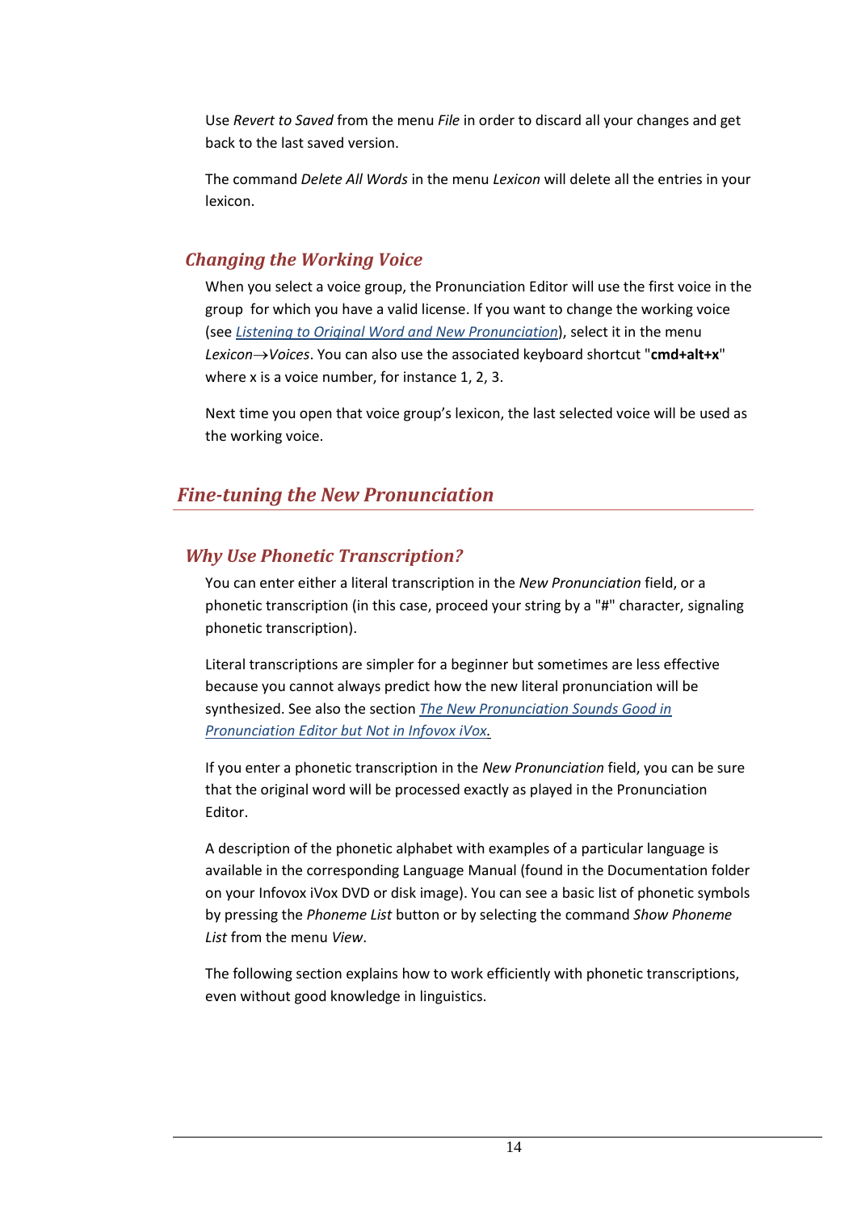Use *Revert to Saved* from the menu *File* in order to discard all your changes and get back to the last saved version.

The command *Delete All Words* in the menu *Lexicon* will delete all the entries in your lexicon.

### *Changing the Working Voice*

When you select a voice group, the Pronunciation Editor will use the first voice in the group for which you have a valid license. If you want to change the working voice (see *Listening to Original Word and New Pronunciation*), select it in the menu *Lexicon→Voices*. You can also use the associated keyboard shortcut "**cmd+alt+x**" where x is a voice number, for instance 1, 2, 3.

Next time you open that voice group's lexicon, the last selected voice will be used as the working voice.

## *Fine-tuning the New Pronunciation*

### *Why Use Phonetic Transcription?*

You can enter either a literal transcription in the *New Pronunciation* field, or a phonetic transcription (in this case, proceed your string by a "#" character, signaling phonetic transcription).

Literal transcriptions are simpler for a beginner but sometimes are less effective because you cannot always predict how the new literal pronunciation will be synthesized. See also the section *The New Pronunciation Sounds Good in Pronunciation Editor but Not in Infovox iVox.*

If you enter a phonetic transcription in the *New Pronunciation* field, you can be sure that the original word will be processed exactly as played in the Pronunciation Editor.

A description of the phonetic alphabet with examples of a particular language is available in the corresponding Language Manual (found in the Documentation folder on your Infovox iVox DVD or disk image). You can see a basic list of phonetic symbols by pressing the *Phoneme List* button or by selecting the command *Show Phoneme List* from the menu *View*.

The following section explains how to work efficiently with phonetic transcriptions, even without good knowledge in linguistics.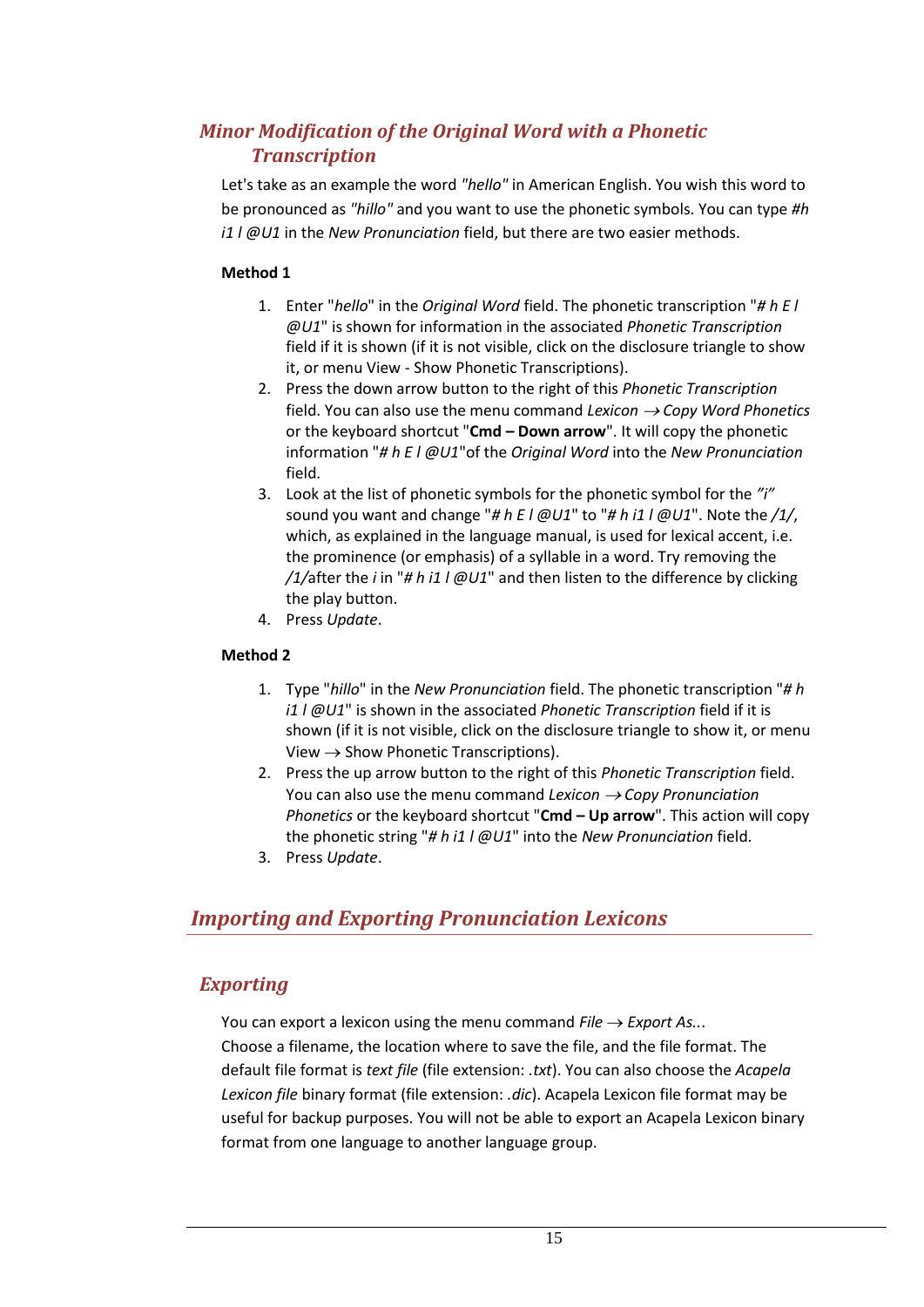### *Minor Modification of the Original Word with a Phonetic Transcription*

Let's take as an example the word *"hello"* in American English. You wish this word to be pronounced as *"hillo"* and you want to use the phonetic symbols. You can type *#h i1 l @U1* in the *New Pronunciation* field, but there are two easier methods.

**Method 1**

1. Enter "*hello*" in the *Original Word* field. The phonetic transcription "*# h E l @U1*" is shown for information in the associated *Phonetic Transcription* field if it is shown (if it is not visible, click on the disclosure triangle to show it, or menu View - Show Phonetic Transcriptions).
2. Press the down arrow button to the right of this *Phonetic Transcription* field. You can also use the menu command *Lexicon → Copy Word Phonetics* or the keyboard shortcut "**Cmd – Down arrow**". It will copy the phonetic information "*# h E l @U1*"of the *Original Word* into the *New Pronunciation* field.
3. Look at the list of phonetic symbols for the phonetic symbol for the *"i"* sound you want and change "*# h E l @U1*" to "*# h i1 l @U1*". Note the */1/*, which, as explained in the language manual, is used for lexical accent, i.e. the prominence (or emphasis) of a syllable in a word. Try removing the */1/*after the *i* in "*# h i1 l @U1*" and then listen to the difference by clicking the play button.
4. Press *Update*.

**Method 2**

1. Type "*hillo*" in the *New Pronunciation* field. The phonetic transcription "*# h i1 l @U1*" is shown in the associated *Phonetic Transcription* field if it is shown (if it is not visible, click on the disclosure triangle to show it, or menu View → Show Phonetic Transcriptions).
2. Press the up arrow button to the right of this *Phonetic Transcription* field. You can also use the menu command *Lexicon → Copy Pronunciation Phonetics* or the keyboard shortcut "**Cmd – Up arrow**". This action will copy the phonetic string "*# h i1 l @U1*" into the *New Pronunciation* field.
3. Press *Update*.

## *Importing and Exporting Pronunciation Lexicons*

### *Exporting*

You can export a lexicon using the menu command *File → Export As..*.
Choose a filename, the location where to save the file, and the file format. The default file format is *text file* (file extension: *.txt*). You can also choose the *Acapela Lexicon file* binary format (file extension: *.dic*). Acapela Lexicon file format may be useful for backup purposes. You will not be able to export an Acapela Lexicon binary format from one language to another language group.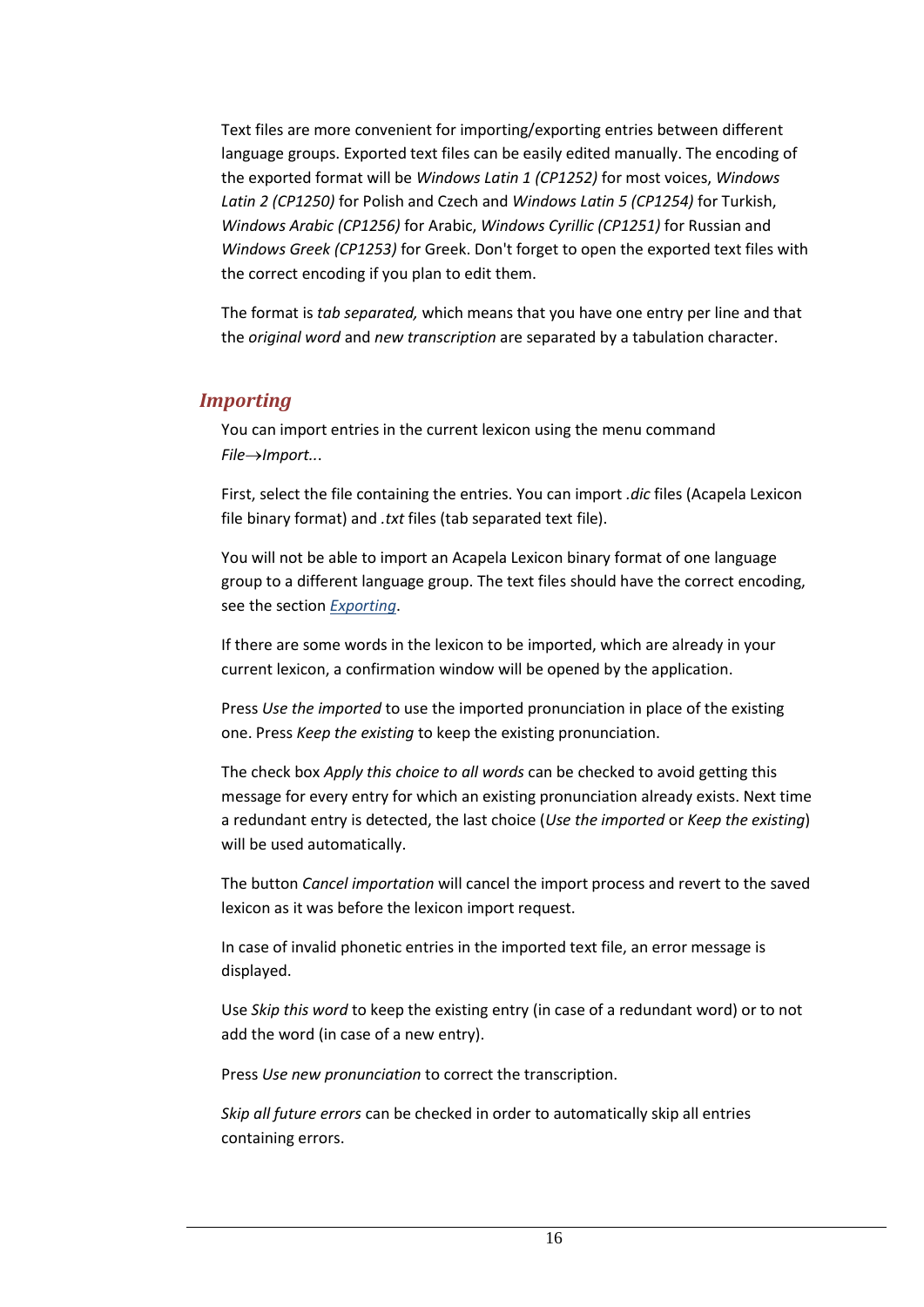Text files are more convenient for importing/exporting entries between different language groups. Exported text files can be easily edited manually. The encoding of the exported format will be *Windows Latin 1 (CP1252)* for most voices, *Windows Latin 2 (CP1250)* for Polish and Czech and *Windows Latin 5 (CP1254)* for Turkish, *Windows Arabic (CP1256)* for Arabic, *Windows Cyrillic (CP1251)* for Russian and *Windows Greek (CP1253)* for Greek. Don't forget to open the exported text files with the correct encoding if you plan to edit them.

The format is *tab separated,* which means that you have one entry per line and that the *original word* and *new transcription* are separated by a tabulation character.

### *Importing*

You can import entries in the current lexicon using the menu command *File→Import...*.

First, select the file containing the entries. You can import *.dic* files (Acapela Lexicon file binary format) and *.txt* files (tab separated text file).

You will not be able to import an Acapela Lexicon binary format of one language group to a different language group. The text files should have the correct encoding, see the section *Exporting*.

If there are some words in the lexicon to be imported, which are already in your current lexicon, a confirmation window will be opened by the application.

Press *Use the imported* to use the imported pronunciation in place of the existing one. Press *Keep the existing* to keep the existing pronunciation.

The check box *Apply this choice to all words* can be checked to avoid getting this message for every entry for which an existing pronunciation already exists. Next time a redundant entry is detected, the last choice (*Use the imported* or *Keep the existing*) will be used automatically.

The button *Cancel importation* will cancel the import process and revert to the saved lexicon as it was before the lexicon import request.

In case of invalid phonetic entries in the imported text file, an error message is displayed.

Use *Skip this word* to keep the existing entry (in case of a redundant word) or to not add the word (in case of a new entry).

Press *Use new pronunciation* to correct the transcription.

*Skip all future errors* can be checked in order to automatically skip all entries containing errors.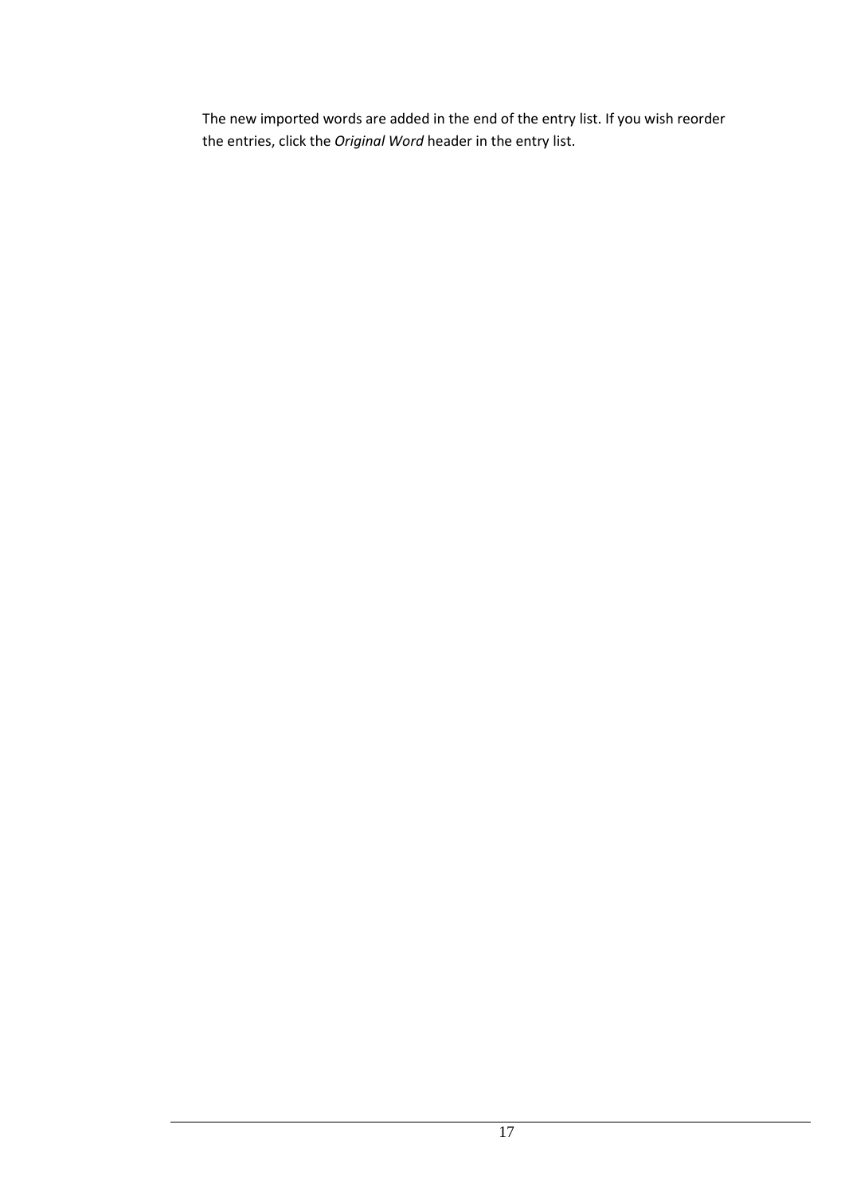The new imported words are added in the end of the entry list. If you wish reorder the entries, click the *Original Word* header in the entry list.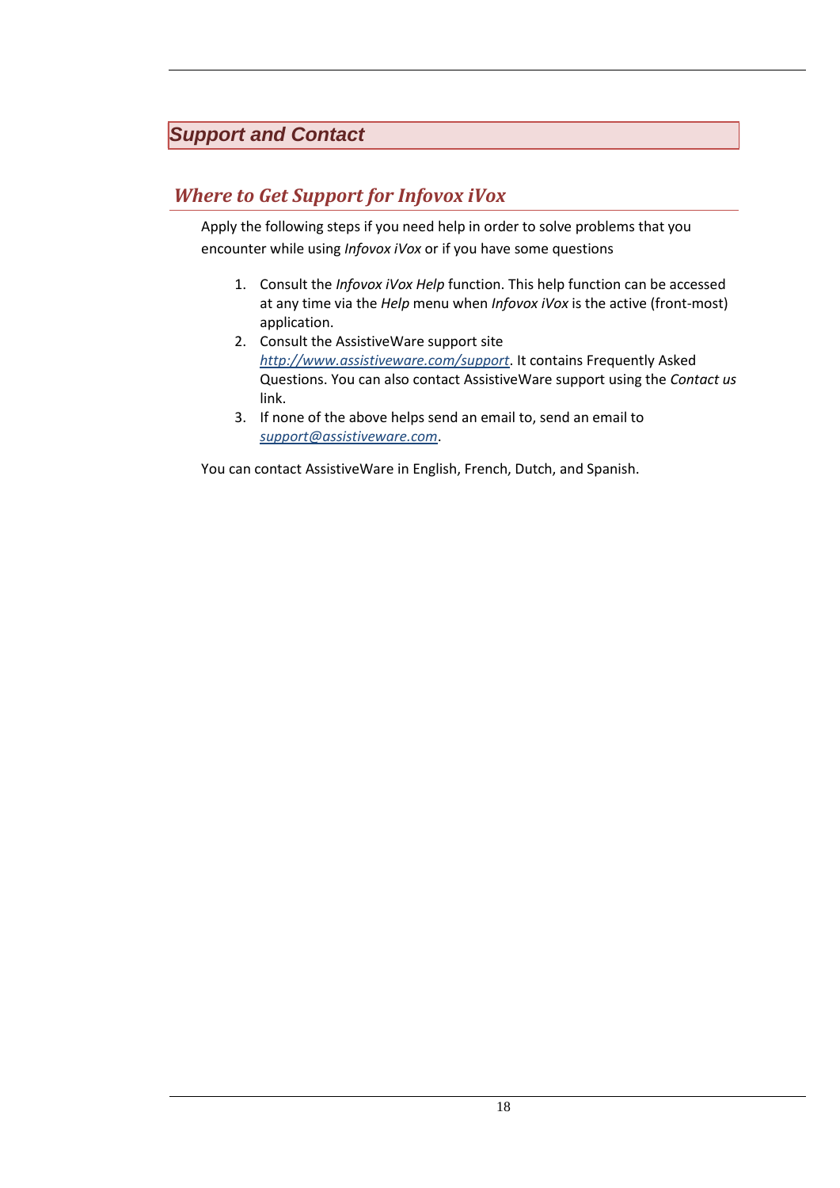# Support and Contact

## Where to Get Support for Infovox iVox

Apply the following steps if you need help in order to solve problems that you encounter while using *Infovox iVox* or if you have some questions

1. Consult the *Infovox iVox Help* function. This help function can be accessed at any time via the *Help* menu when *Infovox iVox* is the active (front-most) application.
2. Consult the AssistiveWare support site *http://www.assistiveware.com/support*. It contains Frequently Asked Questions. You can also contact AssistiveWare support using the *Contact us* link.
3. If none of the above helps send an email to, send an email to *support@assistiveware.com*.

You can contact AssistiveWare in English, French, Dutch, and Spanish.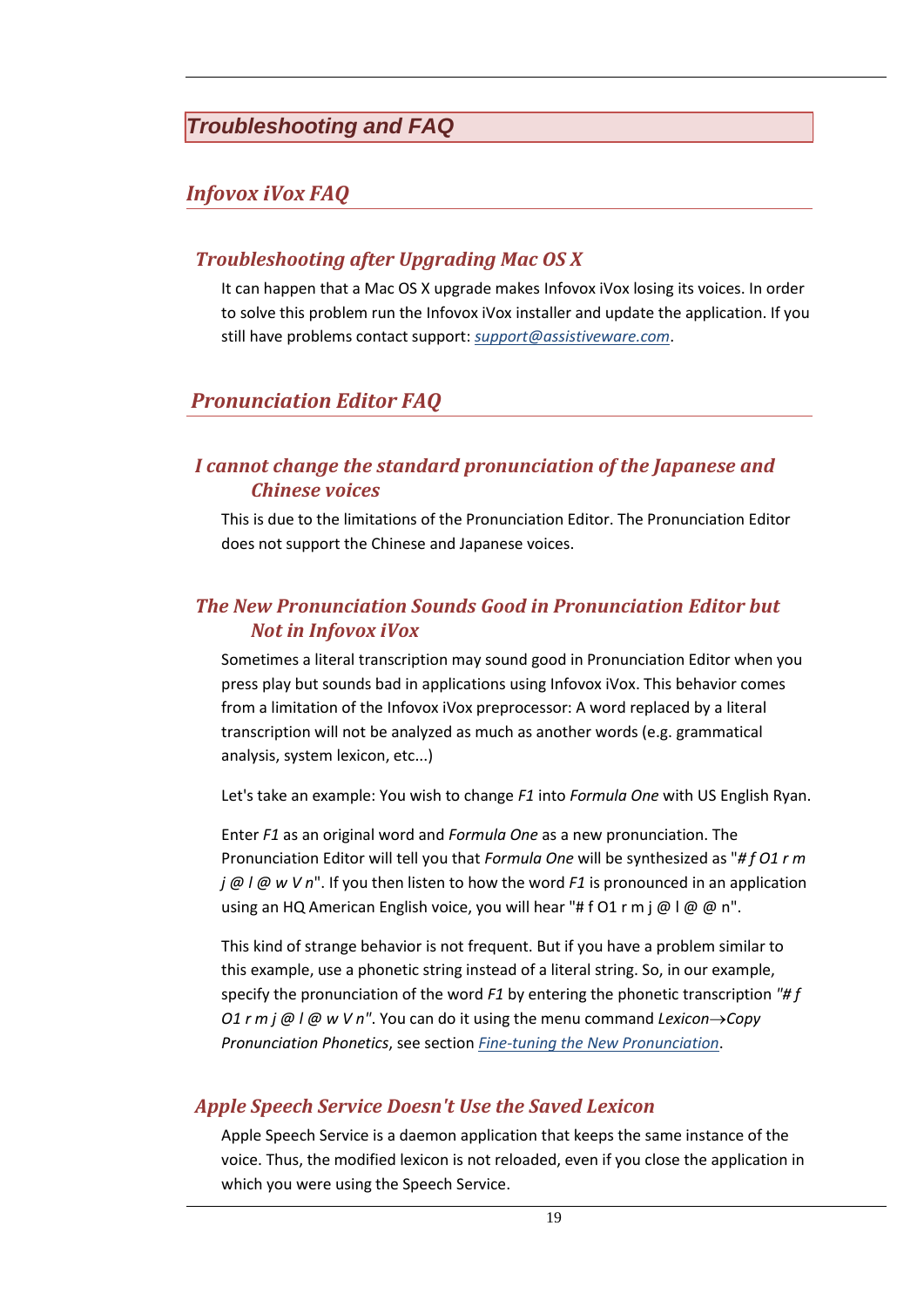# Troubleshooting and FAQ

## Infovox iVox FAQ

### Troubleshooting after Upgrading Mac OS X

It can happen that a Mac OS X upgrade makes Infovox iVox losing its voices. In order to solve this problem run the Infovox iVox installer and update the application. If you still have problems contact support: *support@assistiveware.com*.

## Pronunciation Editor FAQ

### I cannot change the standard pronunciation of the Japanese and Chinese voices

This is due to the limitations of the Pronunciation Editor. The Pronunciation Editor does not support the Chinese and Japanese voices.

### The New Pronunciation Sounds Good in Pronunciation Editor but Not in Infovox iVox

Sometimes a literal transcription may sound good in Pronunciation Editor when you press play but sounds bad in applications using Infovox iVox. This behavior comes from a limitation of the Infovox iVox preprocessor: A word replaced by a literal transcription will not be analyzed as much as another words (e.g. grammatical analysis, system lexicon, etc...)

Let's take an example: You wish to change *F1* into *Formula One* with US English Ryan.

Enter *F1* as an original word and *Formula One* as a new pronunciation. The Pronunciation Editor will tell you that *Formula One* will be synthesized as "*# f O1 r m j @ l @ w V n*". If you then listen to how the word *F1* is pronounced in an application using an HQ American English voice, you will hear "# f O1 r m j @ l @ @ n".

This kind of strange behavior is not frequent. But if you have a problem similar to this example, use a phonetic string instead of a literal string. So, in our example, specify the pronunciation of the word *F1* by entering the phonetic transcription *"# f O1 r m j @ l @ w V n"*. You can do it using the menu command *Lexicon→Copy Pronunciation Phonetics*, see section *Fine-tuning the New Pronunciation*.

### Apple Speech Service Doesn't Use the Saved Lexicon

Apple Speech Service is a daemon application that keeps the same instance of the voice. Thus, the modified lexicon is not reloaded, even if you close the application in which you were using the Speech Service.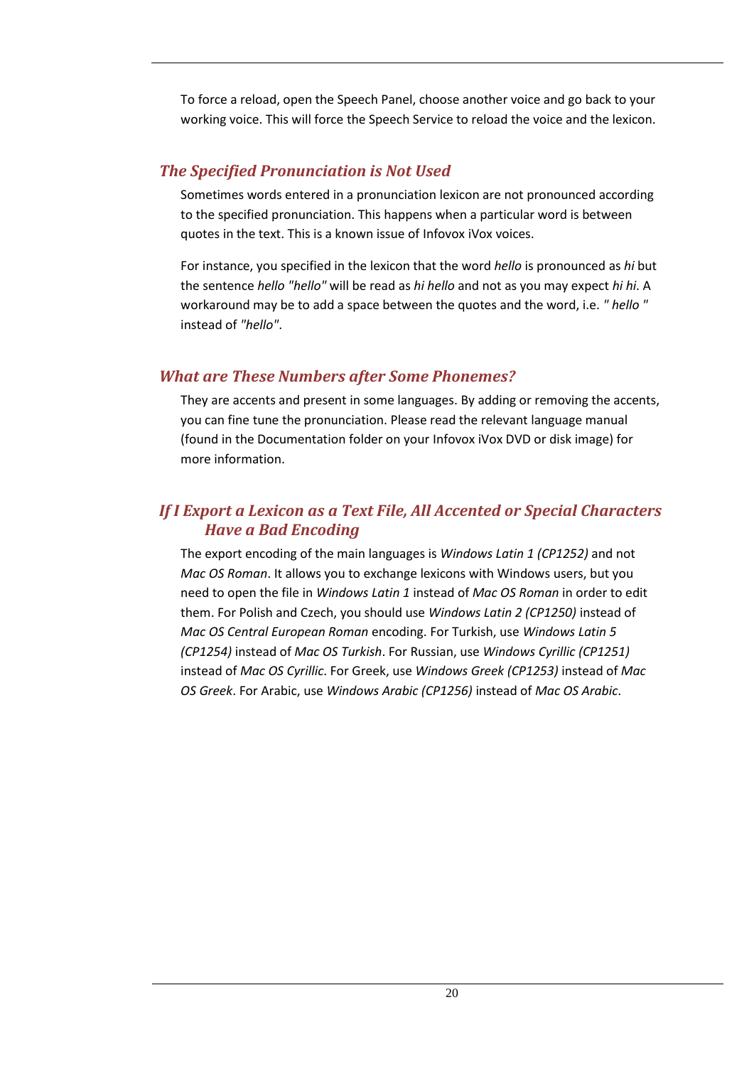To force a reload, open the Speech Panel, choose another voice and go back to your working voice. This will force the Speech Service to reload the voice and the lexicon.

## *The Specified Pronunciation is Not Used*

Sometimes words entered in a pronunciation lexicon are not pronounced according to the specified pronunciation. This happens when a particular word is between quotes in the text. This is a known issue of Infovox iVox voices.

For instance, you specified in the lexicon that the word *hello* is pronounced as *hi* but the sentence *hello "hello"* will be read as *hi hello* and not as you may expect *hi hi*. A workaround may be to add a space between the quotes and the word, i.e. *" hello "* instead of *"hello"*.

## *What are These Numbers after Some Phonemes?*

They are accents and present in some languages. By adding or removing the accents, you can fine tune the pronunciation. Please read the relevant language manual (found in the Documentation folder on your Infovox iVox DVD or disk image) for more information.

## *If I Export a Lexicon as a Text File, All Accented or Special Characters Have a Bad Encoding*

The export encoding of the main languages is *Windows Latin 1 (CP1252)* and not *Mac OS Roman*. It allows you to exchange lexicons with Windows users, but you need to open the file in *Windows Latin 1* instead of *Mac OS Roman* in order to edit them. For Polish and Czech, you should use *Windows Latin 2 (CP1250)* instead of *Mac OS Central European Roman* encoding. For Turkish, use *Windows Latin 5 (CP1254)* instead of *Mac OS Turkish*. For Russian, use *Windows Cyrillic (CP1251)* instead of *Mac OS Cyrillic*. For Greek, use *Windows Greek (CP1253)* instead of *Mac OS Greek*. For Arabic, use *Windows Arabic (CP1256)* instead of *Mac OS Arabic*.